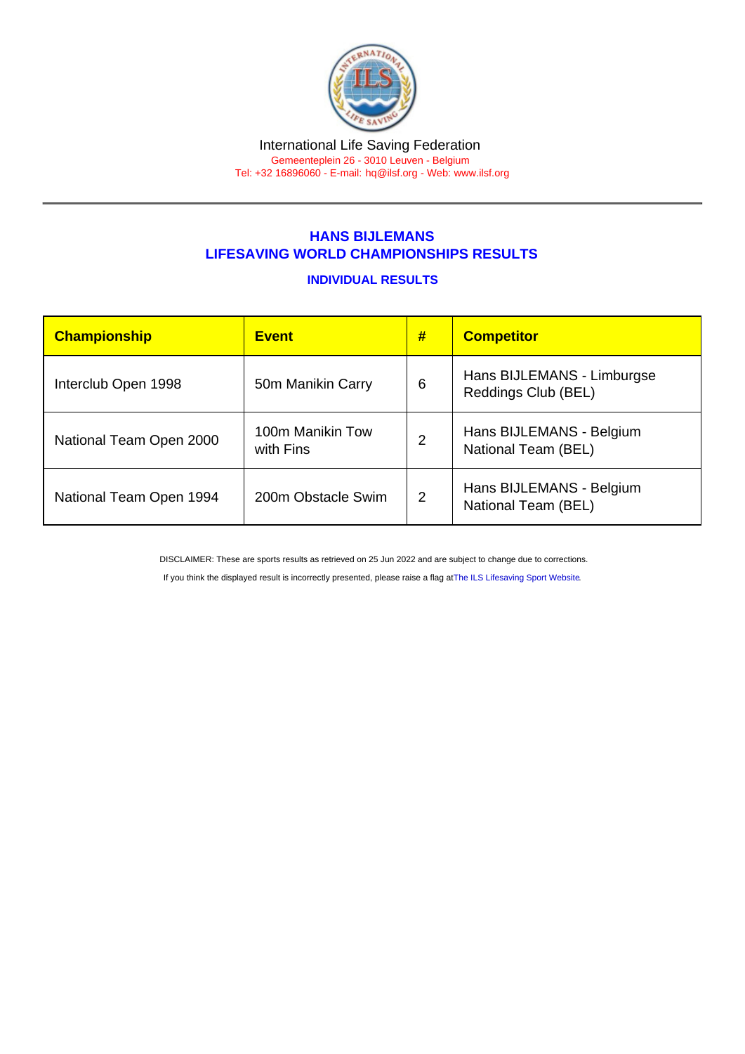International Life Saving Federation

Gemeenteplein 26 - 3010 Leuven - Belgium

Tel: +32 16896060 - E-mail: hq@ilsf.org - Web: www.ilsf.org

## HANS BIJLEMANS
## LIFESAVING WORLD CHAMPIONSHIPS RESULTS

### INDIVIDUAL RESULTS

| Championship | Event | # | Competitor |
|---|---|---|---|
| Interclub Open 1998 | 50m Manikin Carry | 6 | Hans BIJLEMANS - Limburgse Reddings Club (BEL) |
| National Team Open 2000 | 100m Manikin Tow with Fins | 2 | Hans BIJLEMANS - Belgium National Team (BEL) |
| National Team Open 1994 | 200m Obstacle Swim | 2 | Hans BIJLEMANS - Belgium National Team (BEL) |

DISCLAIMER: These are sports results as retrieved on 25 Jun 2022 and are subject to change due to corrections.

If you think the displayed result is incorrectly presented, please raise a flag at The ILS Lifesaving Sport Website.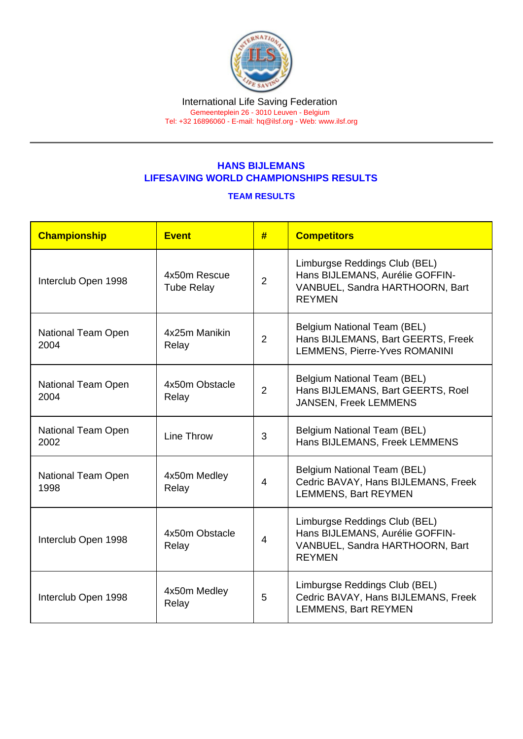International Life Saving Federation
Gemeenteplein 26 - 3010 Leuven - Belgium
Tel: +32 16896060 - E-mail: hq@ilsf.org - Web: www.ilsf.org

## HANS BIJLEMANS
## LIFESAVING WORLD CHAMPIONSHIPS RESULTS

### TEAM RESULTS

| Championship | Event | # | Competitors |
|---|---|---|---|
| Interclub Open 1998 | 4x50m Rescue Tube Relay | 2 | Limburgse Reddings Club (BEL) Hans BIJLEMANS, Aurélie GOFFIN-VANBUEL, Sandra HARTHOORN, Bart REYMEN |
| National Team Open 2004 | 4x25m Manikin Relay | 2 | Belgium National Team (BEL) Hans BIJLEMANS, Bart GEERTS, Freek LEMMENS, Pierre-Yves ROMANINI |
| National Team Open 2004 | 4x50m Obstacle Relay | 2 | Belgium National Team (BEL) Hans BIJLEMANS, Bart GEERTS, Roel JANSEN, Freek LEMMENS |
| National Team Open 2002 | Line Throw | 3 | Belgium National Team (BEL) Hans BIJLEMANS, Freek LEMMENS |
| National Team Open 1998 | 4x50m Medley Relay | 4 | Belgium National Team (BEL) Cedric BAVAY, Hans BIJLEMANS, Freek LEMMENS, Bart REYMEN |
| Interclub Open 1998 | 4x50m Obstacle Relay | 4 | Limburgse Reddings Club (BEL) Hans BIJLEMANS, Aurélie GOFFIN-VANBUEL, Sandra HARTHOORN, Bart REYMEN |
| Interclub Open 1998 | 4x50m Medley Relay | 5 | Limburgse Reddings Club (BEL) Cedric BAVAY, Hans BIJLEMANS, Freek LEMMENS, Bart REYMEN |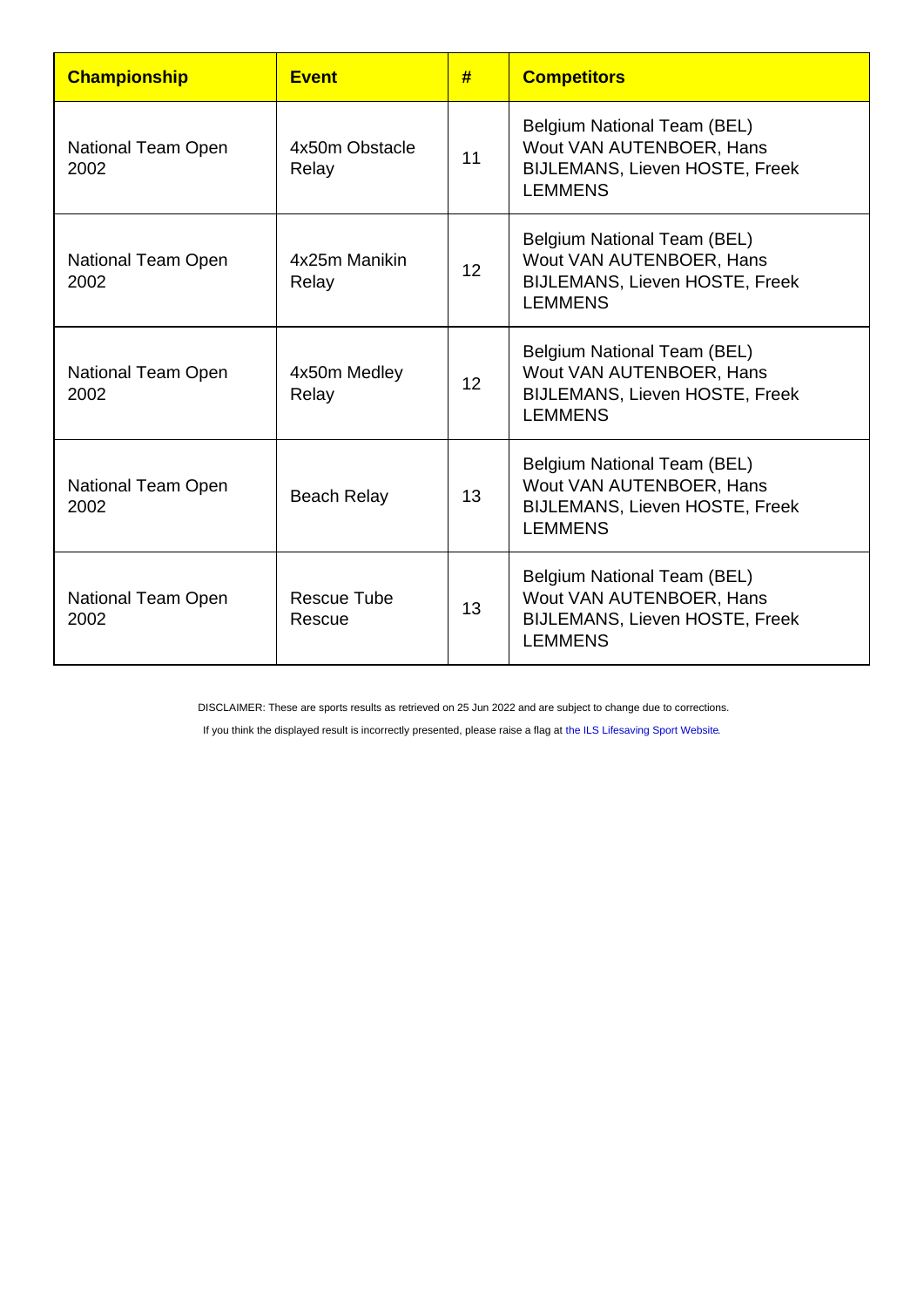| Championship | Event | # | Competitors |
| --- | --- | --- | --- |
| National Team Open 2002 | 4x50m Obstacle Relay | 11 | Belgium National Team (BEL) Wout VAN AUTENBOER, Hans BIJLEMANS, Lieven HOSTE, Freek LEMMENS |
| National Team Open 2002 | 4x25m Manikin Relay | 12 | Belgium National Team (BEL) Wout VAN AUTENBOER, Hans BIJLEMANS, Lieven HOSTE, Freek LEMMENS |
| National Team Open 2002 | 4x50m Medley Relay | 12 | Belgium National Team (BEL) Wout VAN AUTENBOER, Hans BIJLEMANS, Lieven HOSTE, Freek LEMMENS |
| National Team Open 2002 | Beach Relay | 13 | Belgium National Team (BEL) Wout VAN AUTENBOER, Hans BIJLEMANS, Lieven HOSTE, Freek LEMMENS |
| National Team Open 2002 | Rescue Tube Rescue | 13 | Belgium National Team (BEL) Wout VAN AUTENBOER, Hans BIJLEMANS, Lieven HOSTE, Freek LEMMENS |

DISCLAIMER: These are sports results as retrieved on 25 Jun 2022 and are subject to change due to corrections.

If you think the displayed result is incorrectly presented, please raise a flag at the ILS Lifesaving Sport Website.